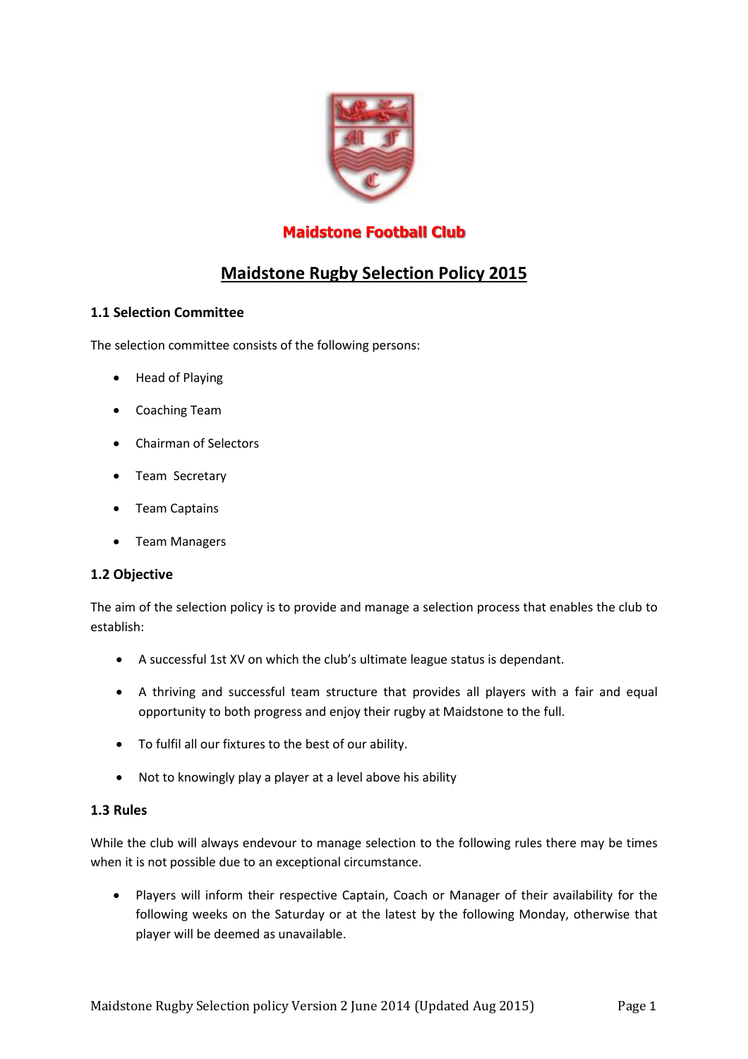# Maidstone Football Club

## Maidstone Rugby Selection Policy 2015

### 1.1 Selection Committee

The selection committee consists of the following persons:

- Head of Playing
- Coaching Team
- Chairman of Selectors
- Team Secretary
- Team Captains
- Team Managers

### 1.2 Objective

The aim of the selection policy is to provide and manage a selection process that enables the club to establish:

- A successful 1st XV on which the club's ultimate league status is dependant.
- A thriving and successful team structure that provides all players with a fair and equal opportunity to both progress and enjoy their rugby at Maidstone to the full.
- To fulfil all our fixtures to the best of our ability.
- Not to knowingly play a player at a level above his ability

### 1.3 Rules

While the club will always endevour to manage selection to the following rules there may be times when it is not possible due to an exceptional circumstance.

- Players will inform their respective Captain, Coach or Manager of their availability for the following weeks on the Saturday or at the latest by the following Monday, otherwise that player will be deemed as unavailable.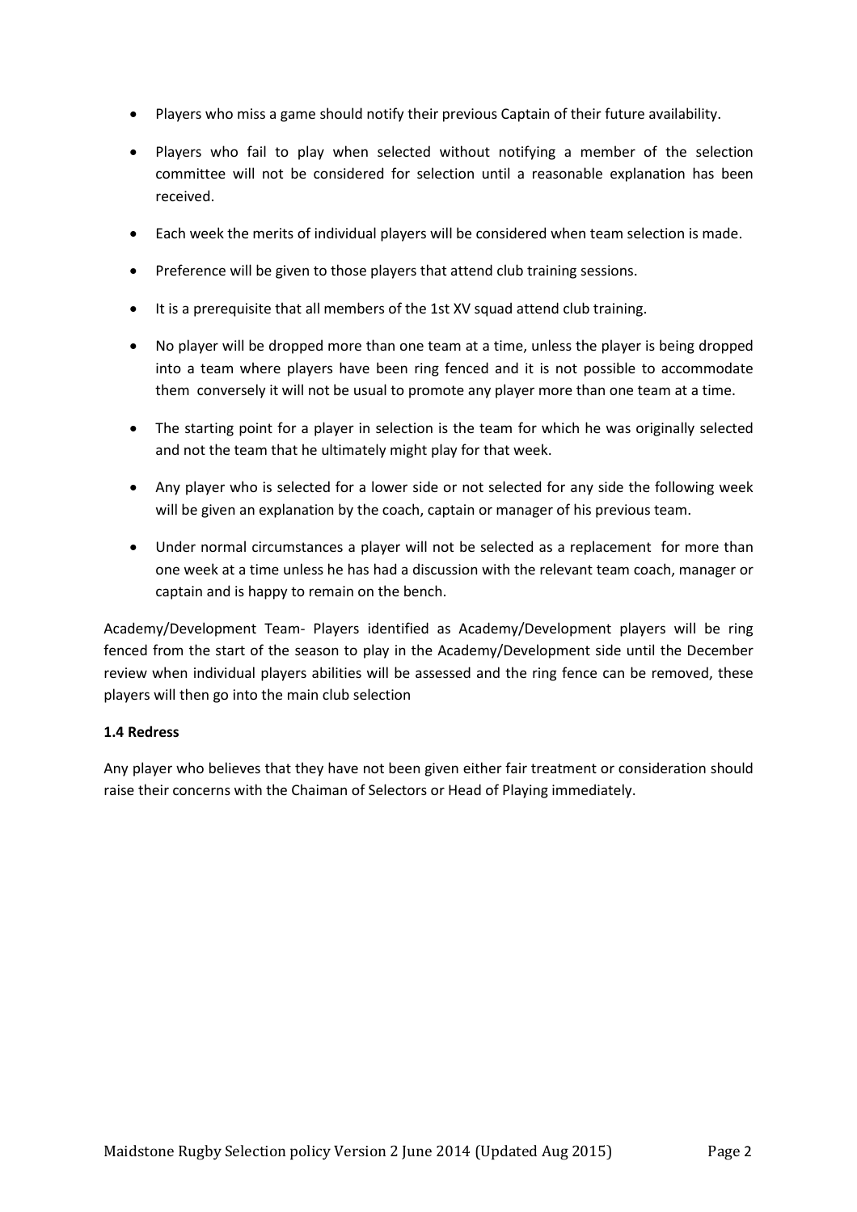- Players who miss a game should notify their previous Captain of their future availability.
- Players who fail to play when selected without notifying a member of the selection committee will not be considered for selection until a reasonable explanation has been received.
- Each week the merits of individual players will be considered when team selection is made.
- Preference will be given to those players that attend club training sessions.
- It is a prerequisite that all members of the 1st XV squad attend club training.
- No player will be dropped more than one team at a time, unless the player is being dropped into a team where players have been ring fenced and it is not possible to accommodate them conversely it will not be usual to promote any player more than one team at a time.
- The starting point for a player in selection is the team for which he was originally selected and not the team that he ultimately might play for that week.
- Any player who is selected for a lower side or not selected for any side the following week will be given an explanation by the coach, captain or manager of his previous team.
- Under normal circumstances a player will not be selected as a replacement for more than one week at a time unless he has had a discussion with the relevant team coach, manager or captain and is happy to remain on the bench.

Academy/Development Team- Players identified as Academy/Development players will be ring fenced from the start of the season to play in the Academy/Development side until the December review when individual players abilities will be assessed and the ring fence can be removed, these players will then go into the main club selection

**1.4 Redress**

Any player who believes that they have not been given either fair treatment or consideration should raise their concerns with the Chaiman of Selectors or Head of Playing immediately.